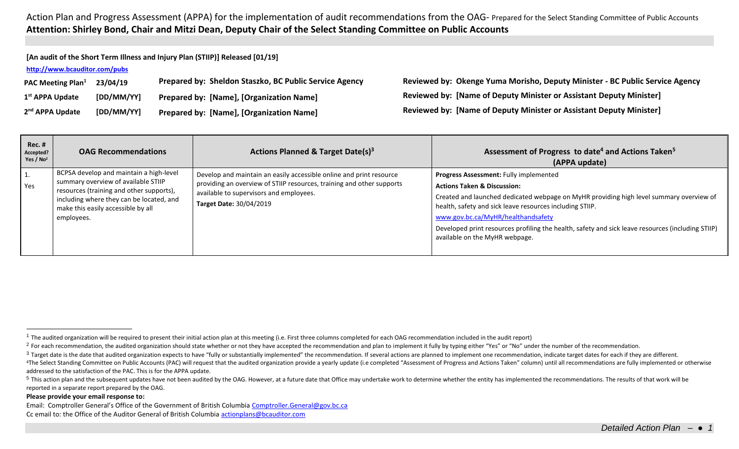Action Plan and Progress Assessment (APPA) for the implementation of audit recommendations from the OAG- Prepared for the Select Standing Committee of Public Accounts

**Attention: Shirley Bond, Chair and Mitzi Dean, Deputy Chair of the Select Standing Committee on Public Accounts**

**[An audit of the Short Term Illness and Injury Plan (STIIP)] Released [01/19]**

**http://www.bcauditor.com/pubs**

| | | | |
|---|---|---|---|
| **PAC Meeting Plan[1]** | **23/04/19** | **Prepared by: Sheldon Staszko, BC Public Service Agency** | **Reviewed by: Okenge Yuma Morisho, Deputy Minister - BC Public Service Agency** |
| **1st APPA Update** | **[DD/MM/YY]** | **Prepared by: [Name], [Organization Name]** | **Reviewed by: [Name of Deputy Minister or Assistant Deputy Minister]** |
| **2nd APPA Update** | **[DD/MM/YY]** | **Prepared by: [Name], [Organization Name]** | **Reviewed by: [Name of Deputy Minister or Assistant Deputy Minister]** |

| Rec. # Accepted? Yes / No[2] | OAG Recommendations | Actions Planned & Target Date(s)[3] | Assessment of Progress to date[4] and Actions Taken[5] (APPA update) |
|---|---|---|---|
| 1. Yes | BCPSA develop and maintain a high-level summary overview of available STIIP resources (training and other supports), including where they can be located, and make this easily accessible by all employees. | Develop and maintain an easily accessible online and print resource providing an overview of STIIP resources, training and other supports available to supervisors and employees.<br>**Target Date:** 30/04/2019 | **Progress Assessment:** Fully implemented<br>**Actions Taken & Discussion:**<br>Created and launched dedicated webpage on MyHR providing high level summary overview of health, safety and sick leave resources including STIIP.<br>www.gov.bc.ca/MyHR/healthandsafety<br>Developed print resources profiling the health, safety and sick leave resources (including STIIP) available on the MyHR webpage. |

[1] The audited organization will be required to present their initial action plan at this meeting (i.e. First three columns completed for each OAG recommendation included in the audit report)

[2] For each recommendation, the audited organization should state whether or not they have accepted the recommendation and plan to implement it fully by typing either "Yes" or "No" under the number of the recommendation.

[3] Target date is the date that audited organization expects to have "fully or substantially implemented" the recommendation. If several actions are planned to implement one recommendation, indicate target dates for each if they are different.

[4] The Select Standing Committee on Public Accounts (PAC) will request that the audited organization provide a yearly update (i.e completed "Assessment of Progress and Actions Taken" column) until all recommendations are fully implemented or otherwise addressed to the satisfaction of the PAC. This is for the APPA update.

[5] This action plan and the subsequent updates have not been audited by the OAG. However, at a future date that Office may undertake work to determine whether the entity has implemented the recommendations. The results of that work will be reported in a separate report prepared by the OAG.

**Please provide your email response to:**

Email: Comptroller General's Office of the Government of British Columbia Comptroller.General@gov.bc.ca

Cc email to: the Office of the Auditor General of British Columbia actionplans@bcauditor.com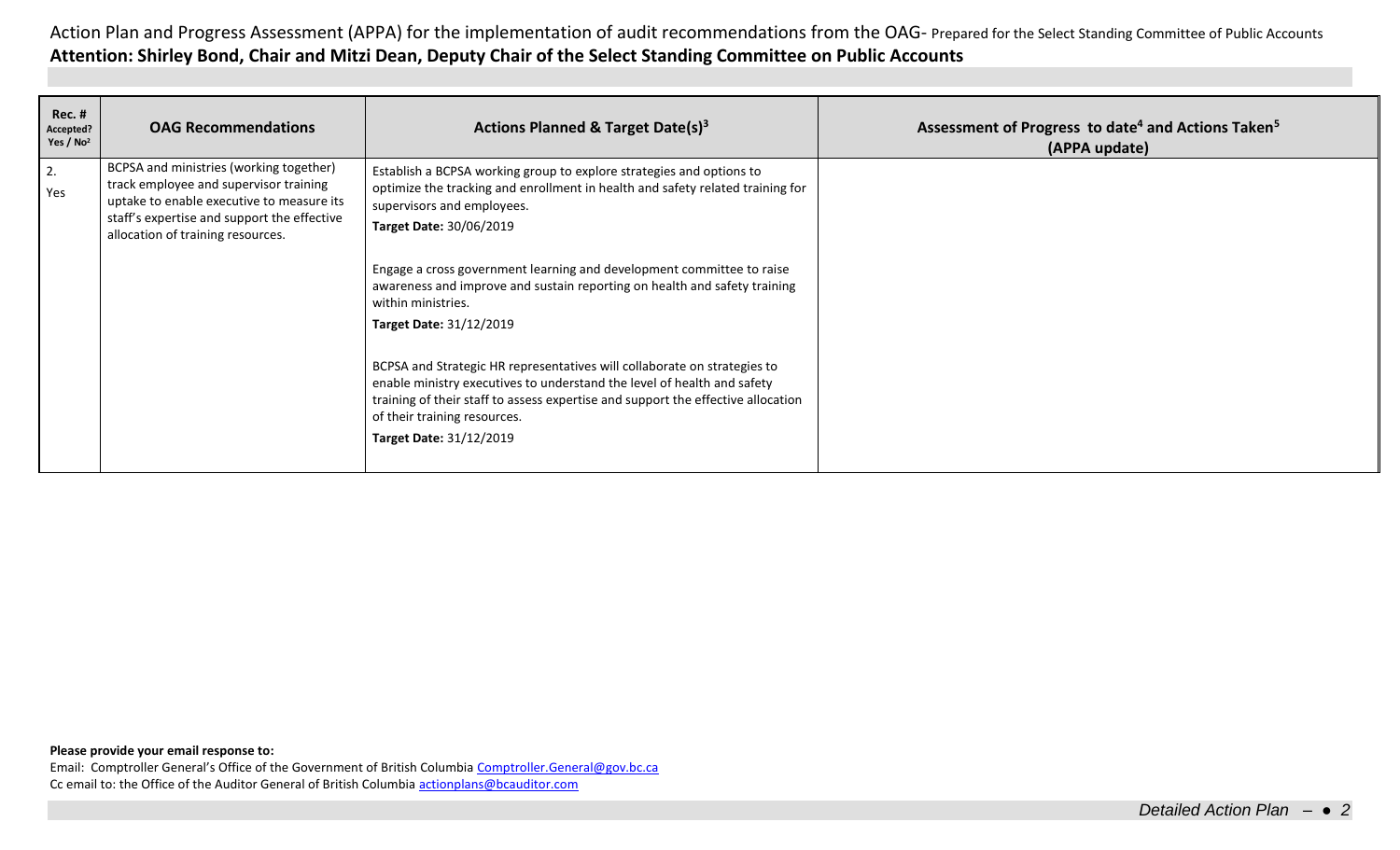Action Plan and Progress Assessment (APPA) for the implementation of audit recommendations from the OAG- Prepared for the Select Standing Committee of Public Accounts

**Attention: Shirley Bond, Chair and Mitzi Dean, Deputy Chair of the Select Standing Committee on Public Accounts**

| Rec. # Accepted? Yes / No[2] | OAG Recommendations | Actions Planned & Target Date(s)[3] | Assessment of Progress to date[4] and Actions Taken[5] (APPA update) |
|---|---|---|---|
| 2. Yes | BCPSA and ministries (working together) track employee and supervisor training uptake to enable executive to measure its staff's expertise and support the effective allocation of training resources. | Establish a BCPSA working group to explore strategies and options to optimize the tracking and enrollment in health and safety related training for supervisors and employees.<br>**Target Date:** 30/06/2019<br><br>Engage a cross government learning and development committee to raise awareness and improve and sustain reporting on health and safety training within ministries.<br>**Target Date:** 31/12/2019<br><br>BCPSA and Strategic HR representatives will collaborate on strategies to enable ministry executives to understand the level of health and safety training of their staff to assess expertise and support the effective allocation of their training resources.<br>**Target Date:** 31/12/2019 | |

**Please provide your email response to:**

Email: Comptroller General's Office of the Government of British Columbia Comptroller.General@gov.bc.ca

Cc email to: the Office of the Auditor General of British Columbia actionplans@bcauditor.com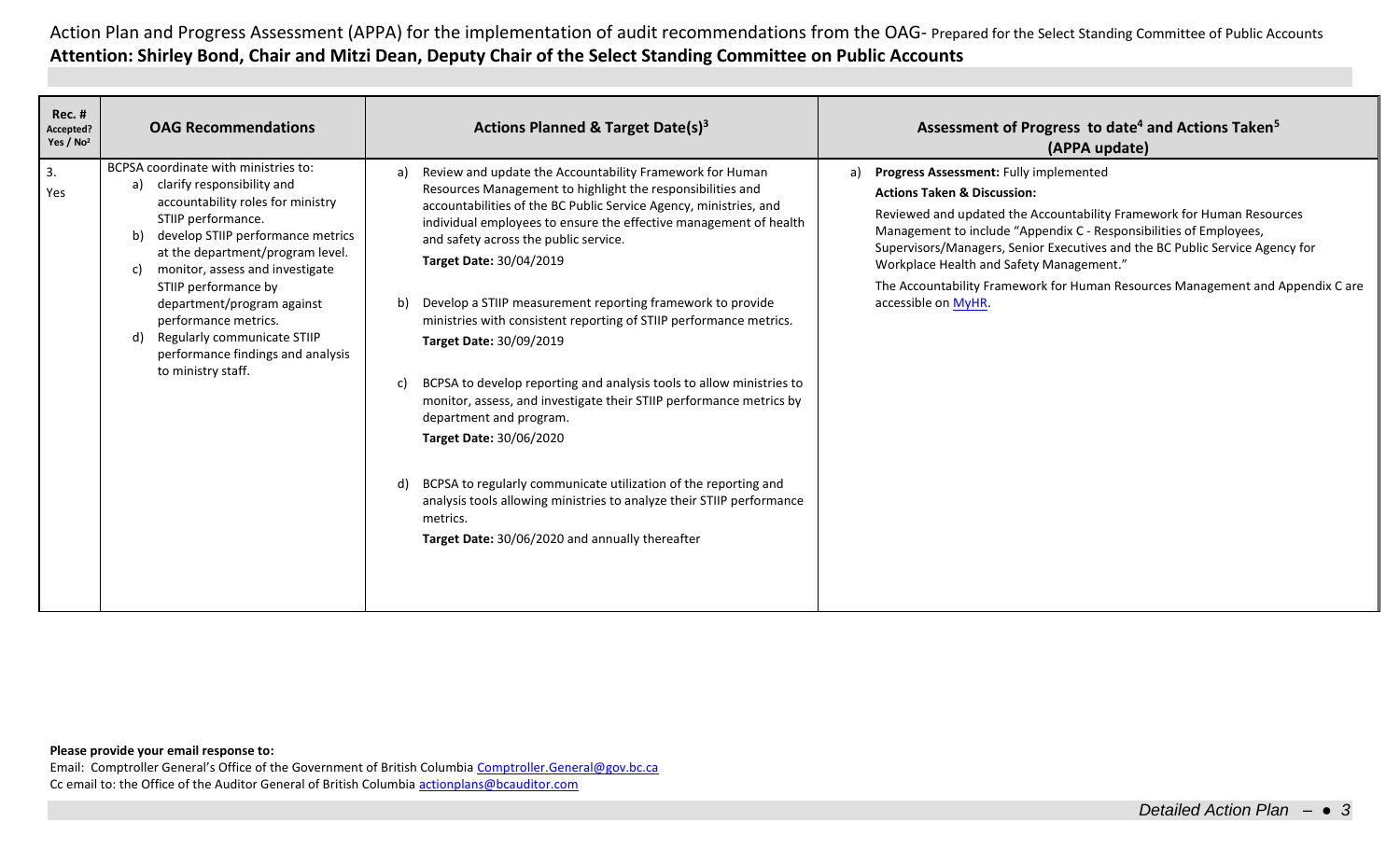Action Plan and Progress Assessment (APPA) for the implementation of audit recommendations from the OAG- Prepared for the Select Standing Committee of Public Accounts

**Attention: Shirley Bond, Chair and Mitzi Dean, Deputy Chair of the Select Standing Committee on Public Accounts**

| Rec. # Accepted? Yes / No[2] | OAG Recommendations | Actions Planned & Target Date(s)[3] | Assessment of Progress to date[4] and Actions Taken[5] (APPA update) |
|---|---|---|---|
| 3. Yes | BCPSA coordinate with ministries to: <br>a) clarify responsibility and accountability roles for ministry STIIP performance. <br>b) develop STIIP performance metrics at the department/program level. <br>c) monitor, assess and investigate STIIP performance by department/program against performance metrics. <br>d) Regularly communicate STIIP performance findings and analysis to ministry staff. | a) Review and update the Accountability Framework for Human Resources Management to highlight the responsibilities and accountabilities of the BC Public Service Agency, ministries, and individual employees to ensure the effective management of health and safety across the public service. <br>**Target Date:** 30/04/2019 <br><br>b) Develop a STIIP measurement reporting framework to provide ministries with consistent reporting of STIIP performance metrics. <br>**Target Date:** 30/09/2019 <br><br>c) BCPSA to develop reporting and analysis tools to allow ministries to monitor, assess, and investigate their STIIP performance metrics by department and program. <br>**Target Date:** 30/06/2020 <br><br>d) BCPSA to regularly communicate utilization of the reporting and analysis tools allowing ministries to analyze their STIIP performance metrics. <br>**Target Date:** 30/06/2020 and annually thereafter | a) **Progress Assessment:** Fully implemented <br>**Actions Taken & Discussion:** <br>Reviewed and updated the Accountability Framework for Human Resources Management to include "Appendix C - Responsibilities of Employees, Supervisors/Managers, Senior Executives and the BC Public Service Agency for Workplace Health and Safety Management." <br>The Accountability Framework for Human Resources Management and Appendix C are accessible on MyHR. |

**Please provide your email response to:**

Email: Comptroller General's Office of the Government of British Columbia Comptroller.General@gov.bc.ca

Cc email to: the Office of the Auditor General of British Columbia actionplans@bcauditor.com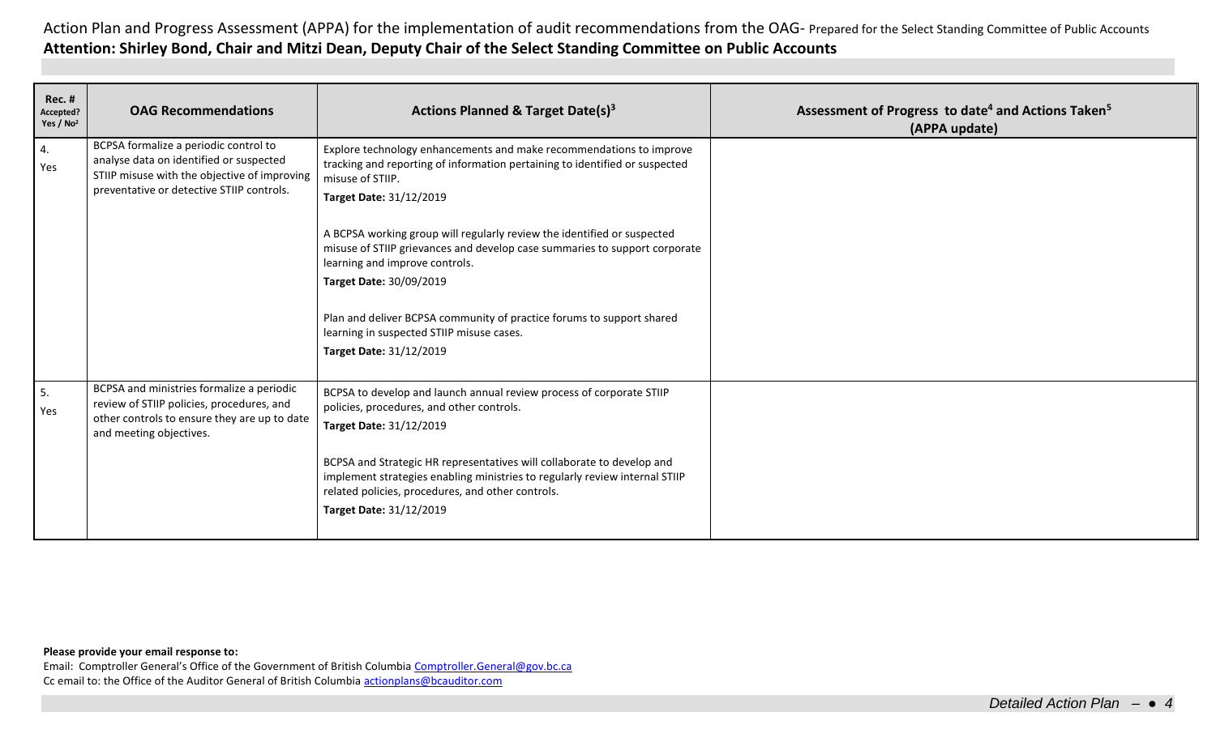Action Plan and Progress Assessment (APPA) for the implementation of audit recommendations from the OAG- Prepared for the Select Standing Committee of Public Accounts

**Attention: Shirley Bond, Chair and Mitzi Dean, Deputy Chair of the Select Standing Committee on Public Accounts**

| Rec. # Accepted? Yes / No[2] | OAG Recommendations | Actions Planned & Target Date(s)[3] | Assessment of Progress to date[4] and Actions Taken[5] (APPA update) |
|---|---|---|---|
| 4. Yes | BCPSA formalize a periodic control to analyse data on identified or suspected STIIP misuse with the objective of improving preventative or detective STIIP controls. | Explore technology enhancements and make recommendations to improve tracking and reporting of information pertaining to identified or suspected misuse of STIIP. **Target Date:** 31/12/2019<br><br>A BCPSA working group will regularly review the identified or suspected misuse of STIIP grievances and develop case summaries to support corporate learning and improve controls. **Target Date:** 30/09/2019<br><br>Plan and deliver BCPSA community of practice forums to support shared learning in suspected STIIP misuse cases. **Target Date:** 31/12/2019 | |
| 5. Yes | BCPSA and ministries formalize a periodic review of STIIP policies, procedures, and other controls to ensure they are up to date and meeting objectives. | BCPSA to develop and launch annual review process of corporate STIIP policies, procedures, and other controls. **Target Date:** 31/12/2019<br><br>BCPSA and Strategic HR representatives will collaborate to develop and implement strategies enabling ministries to regularly review internal STIIP related policies, procedures, and other controls. **Target Date:** 31/12/2019 | |

**Please provide your email response to:**

Email: Comptroller General's Office of the Government of British Columbia Comptroller.General@gov.bc.ca

Cc email to: the Office of the Auditor General of British Columbia actionplans@bcauditor.com

*Detailed Action Plan*